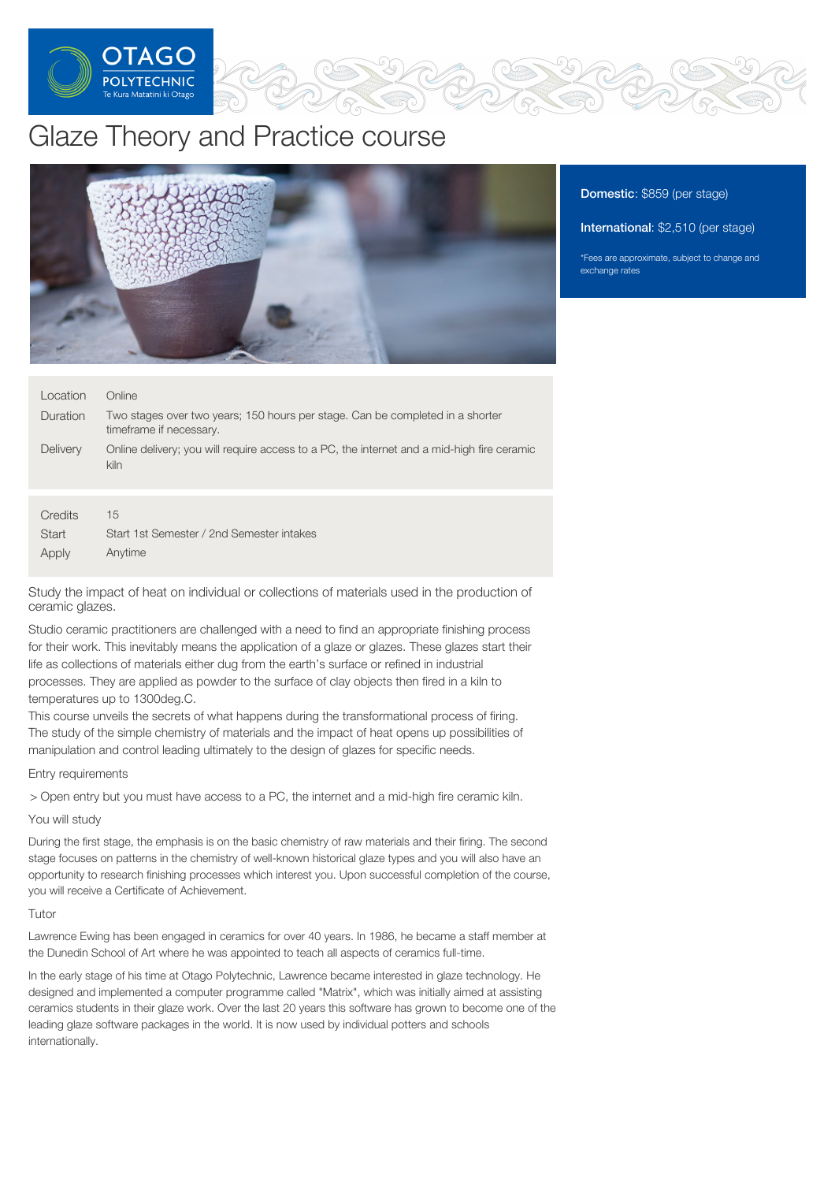# Glaze Theory and Practice course

**Domestic**: $859 (per stage)

**International**: $2,510 (per stage)

*Fees are approximate, subject to change and exchange rates

| | |
|---|---|
| Location | Online |
| Duration | Two stages over two years; 150 hours per stage. Can be completed in a shorter timeframe if necessary. |
| Delivery | Online delivery; you will require access to a PC, the internet and a mid-high fire ceramic kiln |

| | |
|---|---|
| Credits | 15 |
| Start | Start 1st Semester / 2nd Semester intakes |
| Apply | Anytime |

Study the impact of heat on individual or collections of materials used in the production of ceramic glazes.

Studio ceramic practitioners are challenged with a need to find an appropriate finishing process for their work. This inevitably means the application of a glaze or glazes. These glazes start their life as collections of materials either dug from the earth's surface or refined in industrial processes. They are applied as powder to the surface of clay objects then fired in a kiln to temperatures up to 1300deg.C.
This course unveils the secrets of what happens during the transformational process of firing. The study of the simple chemistry of materials and the impact of heat opens up possibilities of manipulation and control leading ultimately to the design of glazes for specific needs.

Entry requirements

> Open entry but you must have access to a PC, the internet and a mid-high fire ceramic kiln.

You will study

During the first stage, the emphasis is on the basic chemistry of raw materials and their firing. The second stage focuses on patterns in the chemistry of well-known historical glaze types and you will also have an opportunity to research finishing processes which interest you. Upon successful completion of the course, you will receive a Certificate of Achievement.

Tutor

Lawrence Ewing has been engaged in ceramics for over 40 years. In 1986, he became a staff member at the Dunedin School of Art where he was appointed to teach all aspects of ceramics full-time.

In the early stage of his time at Otago Polytechnic, Lawrence became interested in glaze technology. He designed and implemented a computer programme called "Matrix", which was initially aimed at assisting ceramics students in their glaze work. Over the last 20 years this software has grown to become one of the leading glaze software packages in the world. It is now used by individual potters and schools internationally.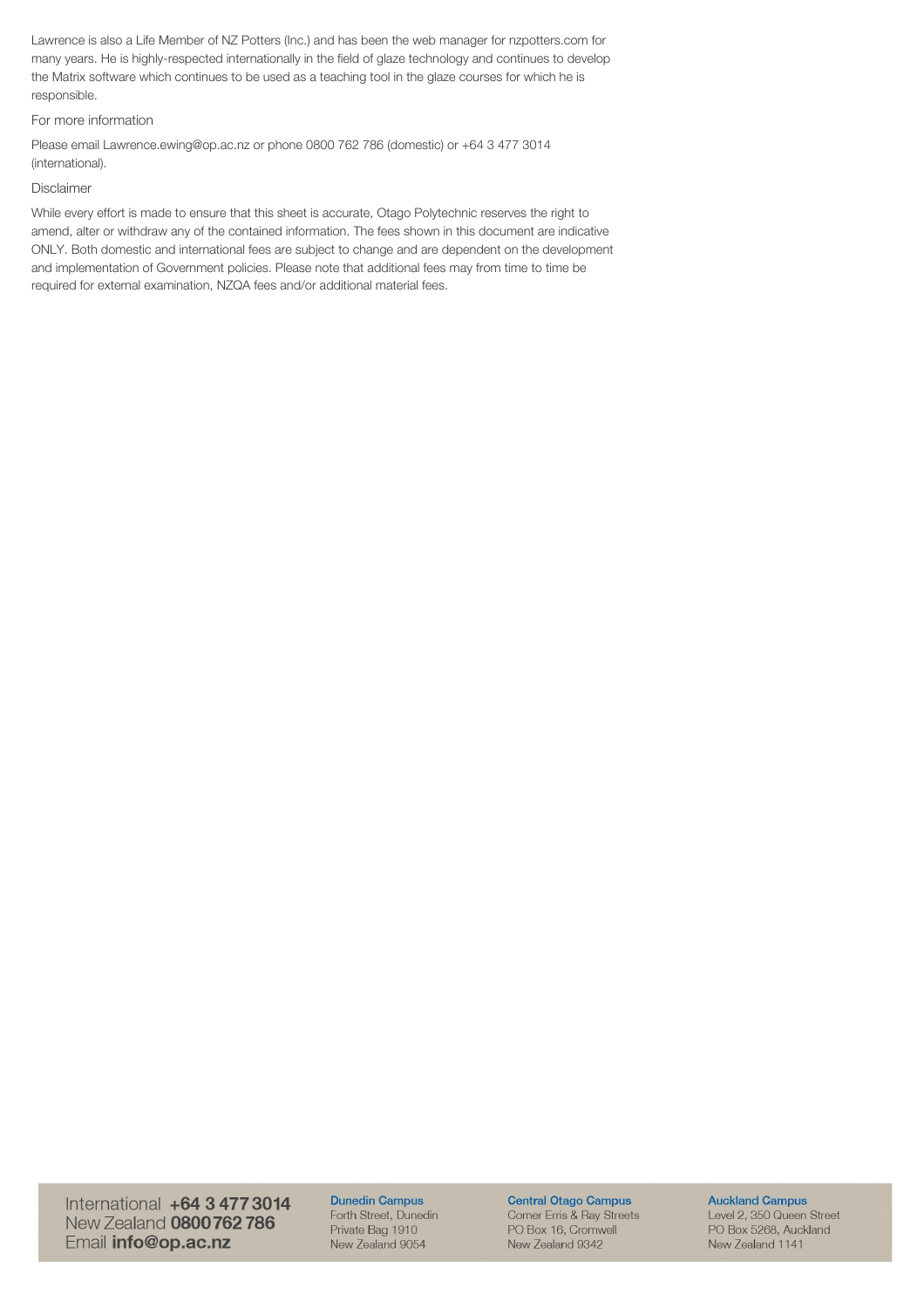Lawrence is also a Life Member of NZ Potters (Inc.) and has been the web manager for nzpotters.com for many years. He is highly-respected internationally in the field of glaze technology and continues to develop the Matrix software which continues to be used as a teaching tool in the glaze courses for which he is responsible.

## For more information

Please email Lawrence.ewing@op.ac.nz or phone 0800 762 786 (domestic) or +64 3 477 3014 (international).

## Disclaimer

While every effort is made to ensure that this sheet is accurate, Otago Polytechnic reserves the right to amend, alter or withdraw any of the contained information. The fees shown in this document are indicative ONLY. Both domestic and international fees are subject to change and are dependent on the development and implementation of Government policies. Please note that additional fees may from time to time be required for external examination, NZQA fees and/or additional material fees.

International **+64 3 477 3014**
New Zealand **0800 762 786**
Email **info@op.ac.nz**

**Dunedin Campus**
Forth Street, Dunedin
Private Bag 1910
New Zealand 9054

**Central Otago Campus**
Corner Erris & Ray Streets
PO Box 16, Cromwell
New Zealand 9342

**Auckland Campus**
Level 2, 350 Queen Street
PO Box 5268, Auckland
New Zealand 1141